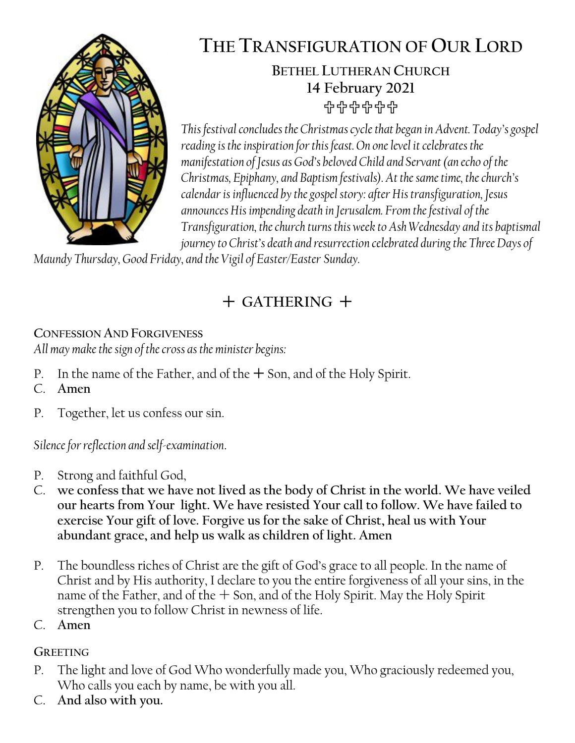# The Transfiguration of Our Lord

**Bethel Lutheran Church**
**14 February 2021**

✞✞✞✞✞✞

*This festival concludes the Christmas cycle that began in Advent. Today's gospel reading is the inspiration for this feast. On one level it celebrates the manifestation of Jesus as God's beloved Child and Servant (an echo of the Christmas, Epiphany, and Baptism festivals). At the same time, the church's calendar is influenced by the gospel story: after His transfiguration, Jesus announces His impending death in Jerusalem. From the festival of the Transfiguration, the church turns this week to Ash Wednesday and its baptismal journey to Christ's death and resurrection celebrated during the Three Days of Maundy Thursday, Good Friday, and the Vigil of Easter/Easter Sunday.*

## + GATHERING +

### Confession And Forgiveness

*All may make the sign of the cross as the minister begins:*

P. In the name of the Father, and of the + Son, and of the Holy Spirit.
C. **Amen**

P. Together, let us confess our sin.

*Silence for reflection and self-examination.*

P. Strong and faithful God,
C. **we confess that we have not lived as the body of Christ in the world. We have veiled our hearts from Your light. We have resisted Your call to follow. We have failed to exercise Your gift of love. Forgive us for the sake of Christ, heal us with Your abundant grace, and help us walk as children of light. Amen**

P. The boundless riches of Christ are the gift of God's grace to all people. In the name of Christ and by His authority, I declare to you the entire forgiveness of all your sins, in the name of the Father, and of the + Son, and of the Holy Spirit. May the Holy Spirit strengthen you to follow Christ in newness of life.
C. **Amen**

### Greeting

P. The light and love of God Who wonderfully made you, Who graciously redeemed you, Who calls you each by name, be with you all.
C. **And also with you.**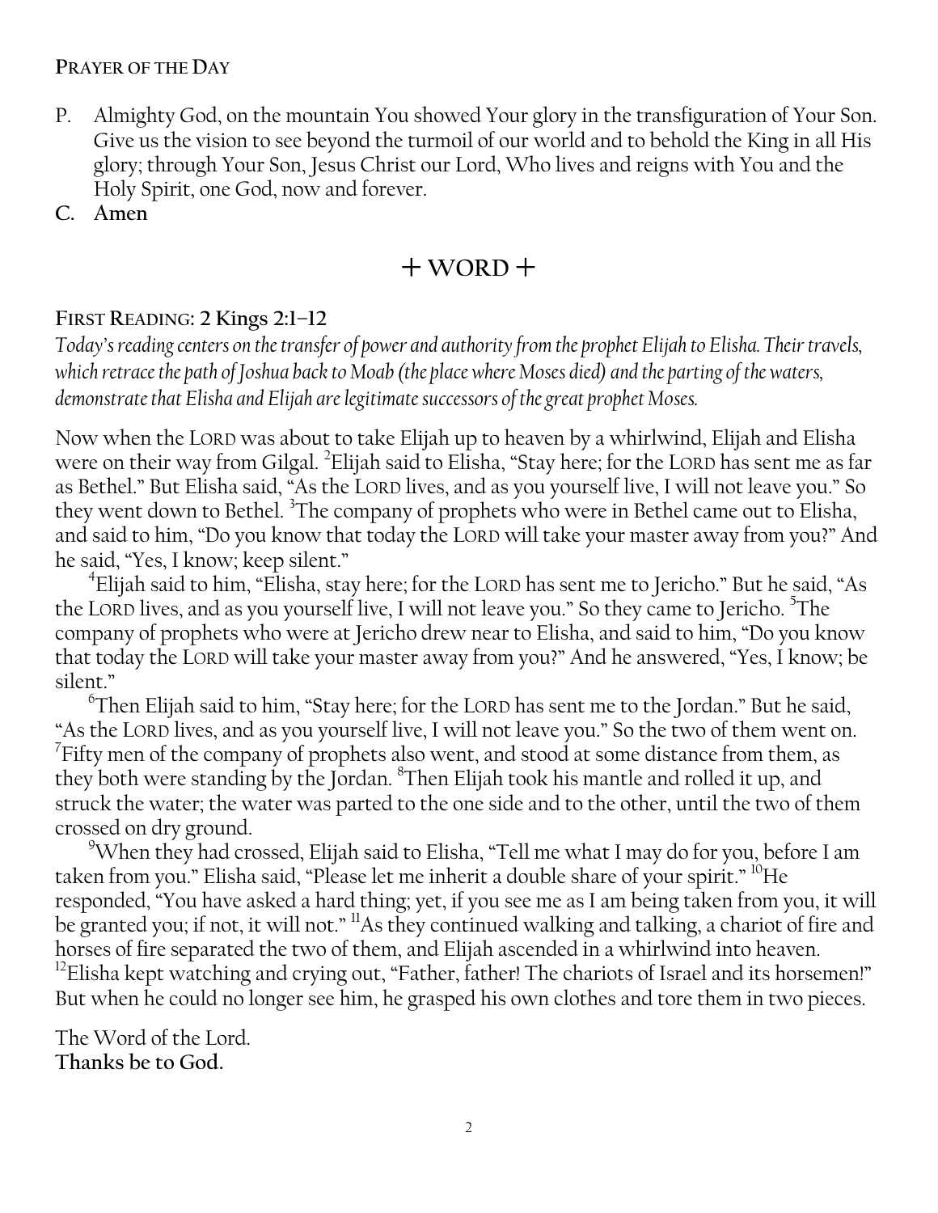## PRAYER OF THE DAY

P. Almighty God, on the mountain You showed Your glory in the transfiguration of Your Son. Give us the vision to see beyond the turmoil of our world and to behold the King in all His glory; through Your Son, Jesus Christ our Lord, Who lives and reigns with You and the Holy Spirit, one God, now and forever.

**C. Amen**

# + WORD +

## FIRST READING: 2 Kings 2:1–12

*Today's reading centers on the transfer of power and authority from the prophet Elijah to Elisha. Their travels, which retrace the path of Joshua back to Moab (the place where Moses died) and the parting of the waters, demonstrate that Elisha and Elijah are legitimate successors of the great prophet Moses.*

Now when the LORD was about to take Elijah up to heaven by a whirlwind, Elijah and Elisha were on their way from Gilgal. [2]Elijah said to Elisha, "Stay here; for the LORD has sent me as far as Bethel." But Elisha said, "As the LORD lives, and as you yourself live, I will not leave you." So they went down to Bethel. [3]The company of prophets who were in Bethel came out to Elisha, and said to him, "Do you know that today the LORD will take your master away from you?" And he said, "Yes, I know; keep silent."

[4]Elijah said to him, "Elisha, stay here; for the LORD has sent me to Jericho." But he said, "As the LORD lives, and as you yourself live, I will not leave you." So they came to Jericho. [5]The company of prophets who were at Jericho drew near to Elisha, and said to him, "Do you know that today the LORD will take your master away from you?" And he answered, "Yes, I know; be silent."

[6]Then Elijah said to him, "Stay here; for the LORD has sent me to the Jordan." But he said, "As the LORD lives, and as you yourself live, I will not leave you." So the two of them went on. [7]Fifty men of the company of prophets also went, and stood at some distance from them, as they both were standing by the Jordan. [8]Then Elijah took his mantle and rolled it up, and struck the water; the water was parted to the one side and to the other, until the two of them crossed on dry ground.

[9]When they had crossed, Elijah said to Elisha, "Tell me what I may do for you, before I am taken from you." Elisha said, "Please let me inherit a double share of your spirit." [10]He responded, "You have asked a hard thing; yet, if you see me as I am being taken from you, it will be granted you; if not, it will not." [11]As they continued walking and talking, a chariot of fire and horses of fire separated the two of them, and Elijah ascended in a whirlwind into heaven. [12]Elisha kept watching and crying out, "Father, father! The chariots of Israel and its horsemen!" But when he could no longer see him, he grasped his own clothes and tore them in two pieces.

The Word of the Lord.
**Thanks be to God.**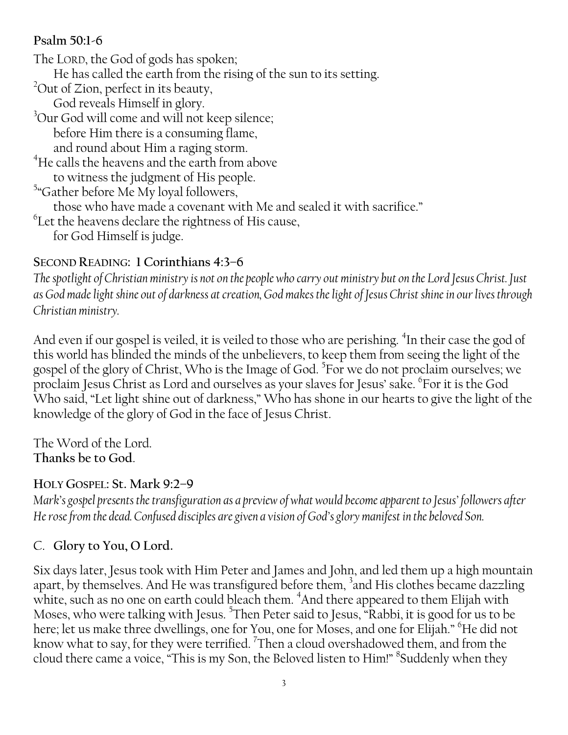**Psalm 50:1-6**

The LORD, the God of gods has spoken;
He has called the earth from the rising of the sun to its setting.
[2]Out of Zion, perfect in its beauty,
God reveals Himself in glory.
[3]Our God will come and will not keep silence;
before Him there is a consuming flame,
and round about Him a raging storm.
[4]He calls the heavens and the earth from above
to witness the judgment of His people.
[5]"Gather before Me My loyal followers,
those who have made a covenant with Me and sealed it with sacrifice."
[6]Let the heavens declare the rightness of His cause,
for God Himself is judge.

**SECOND READING: 1 Corinthians 4:3–6**

*The spotlight of Christian ministry is not on the people who carry out ministry but on the Lord Jesus Christ. Just as God made light shine out of darkness at creation, God makes the light of Jesus Christ shine in our lives through Christian ministry.*

And even if our gospel is veiled, it is veiled to those who are perishing. [4]In their case the god of this world has blinded the minds of the unbelievers, to keep them from seeing the light of the gospel of the glory of Christ, Who is the Image of God. [5]For we do not proclaim ourselves; we proclaim Jesus Christ as Lord and ourselves as your slaves for Jesus' sake. [6]For it is the God Who said, "Let light shine out of darkness," Who has shone in our hearts to give the light of the knowledge of the glory of God in the face of Jesus Christ.

The Word of the Lord.
**Thanks be to God**.

**HOLY GOSPEL: St. Mark 9:2–9**

*Mark's gospel presents the transfiguration as a preview of what would become apparent to Jesus' followers after He rose from the dead. Confused disciples are given a vision of God's glory manifest in the beloved Son.*

C. **Glory to You, O Lord.**

Six days later, Jesus took with Him Peter and James and John, and led them up a high mountain apart, by themselves. And He was transfigured before them, [3]and His clothes became dazzling white, such as no one on earth could bleach them. [4]And there appeared to them Elijah with Moses, who were talking with Jesus. [5]Then Peter said to Jesus, "Rabbi, it is good for us to be here; let us make three dwellings, one for You, one for Moses, and one for Elijah." [6]He did not know what to say, for they were terrified. [7]Then a cloud overshadowed them, and from the cloud there came a voice, "This is my Son, the Beloved listen to Him!" [8]Suddenly when they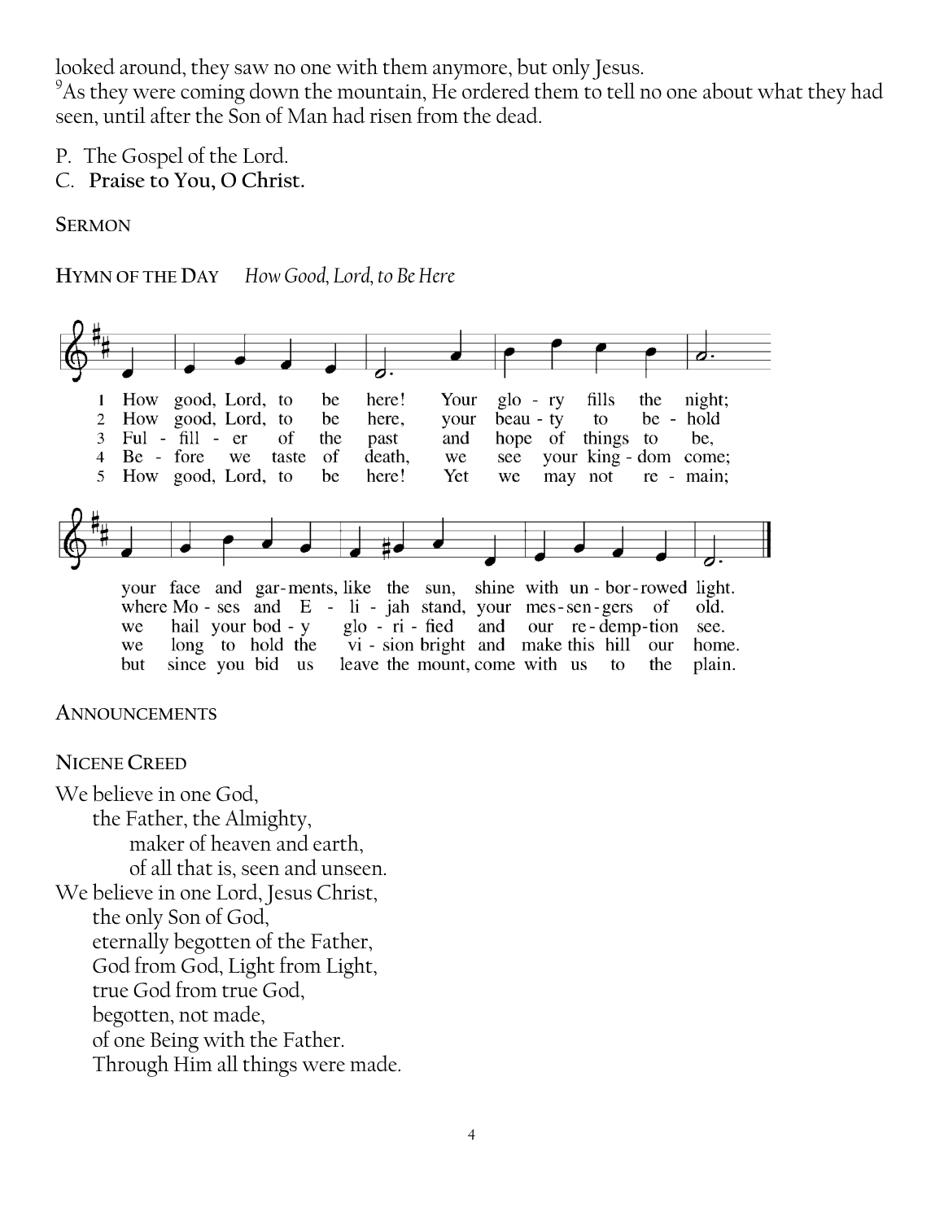looked around, they saw no one with them anymore, but only Jesus.
[9]As they were coming down the mountain, He ordered them to tell no one about what they had seen, until after the Son of Man had risen from the dead.

P. The Gospel of the Lord.
C. **Praise to You, O Christ.**

**SERMON**

**HYMN OF THE DAY** *How Good, Lord, to Be Here*

1 How good, Lord, to be here! Your glory fills the night; your face and garments, like the sun, shine with unborrowed light.

2 How good, Lord, to be here, your beauty to behold where Moses and Elijah stand, your messengers of old.

3 Fulfiller of the past and hope of things to be, we hail your body glorified and our redemption see.

4 Before we taste of death, we see your kingdom come; we long to hold the vision bright and make this hill our home.

5 How good, Lord, to be here! Yet we may not remain; but since you bid us leave the mount, come with us to the plain.

**ANNOUNCEMENTS**

**NICENE CREED**

We believe in one God,
the Father, the Almighty,
maker of heaven and earth,
of all that is, seen and unseen.
We believe in one Lord, Jesus Christ,
the only Son of God,
eternally begotten of the Father,
God from God, Light from Light,
true God from true God,
begotten, not made,
of one Being with the Father.
Through Him all things were made.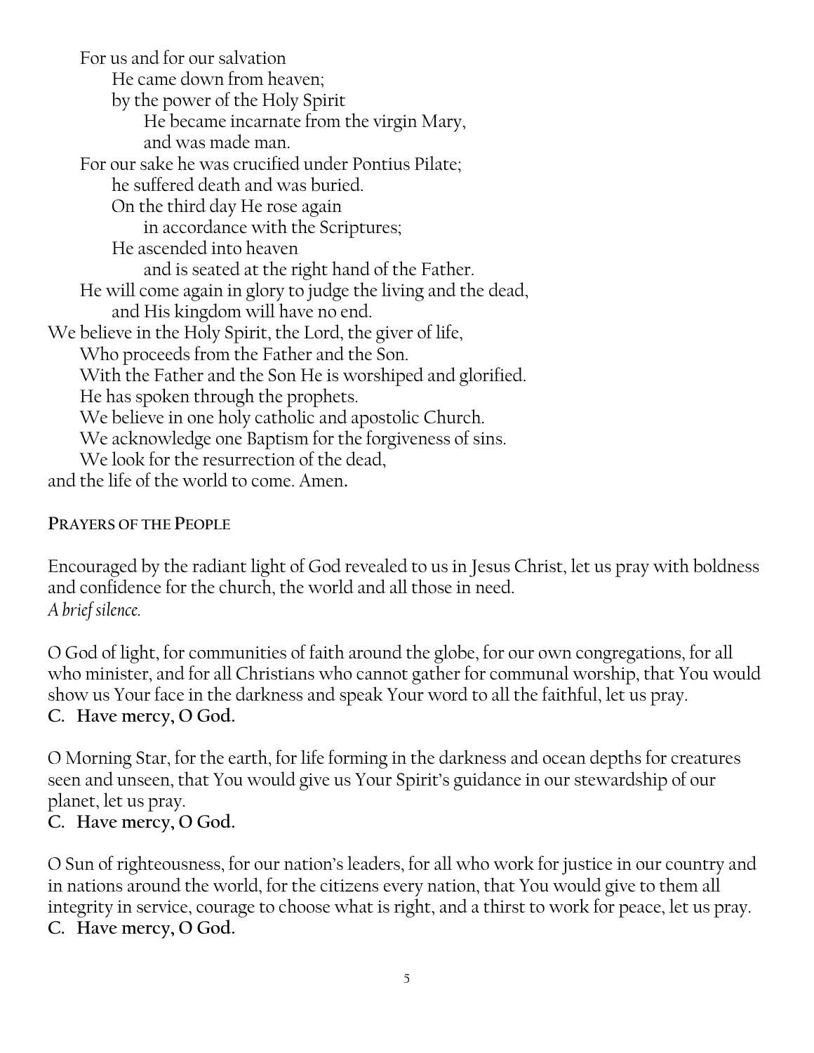For us and for our salvation  
He came down from heaven;  
by the power of the Holy Spirit  
He became incarnate from the virgin Mary,  
and was made man.  
For our sake he was crucified under Pontius Pilate;  
he suffered death and was buried.  
On the third day He rose again  
in accordance with the Scriptures;  
He ascended into heaven  
and is seated at the right hand of the Father.  
He will come again in glory to judge the living and the dead,  
and His kingdom will have no end.  
We believe in the Holy Spirit, the Lord, the giver of life,  
Who proceeds from the Father and the Son.  
With the Father and the Son He is worshiped and glorified.  
He has spoken through the prophets.  
We believe in one holy catholic and apostolic Church.  
We acknowledge one Baptism for the forgiveness of sins.  
We look for the resurrection of the dead,  
and the life of the world to come. Amen.

**PRAYERS OF THE PEOPLE**

Encouraged by the radiant light of God revealed to us in Jesus Christ, let us pray with boldness and confidence for the church, the world and all those in need.  
*A brief silence.*

O God of light, for communities of faith around the globe, for our own congregations, for all who minister, and for all Christians who cannot gather for communal worship, that You would show us Your face in the darkness and speak Your word to all the faithful, let us pray.  
**C. Have mercy, O God.**

O Morning Star, for the earth, for life forming in the darkness and ocean depths for creatures seen and unseen, that You would give us Your Spirit's guidance in our stewardship of our planet, let us pray.  
**C. Have mercy, O God.**

O Sun of righteousness, for our nation's leaders, for all who work for justice in our country and in nations around the world, for the citizens every nation, that You would give to them all integrity in service, courage to choose what is right, and a thirst to work for peace, let us pray.  
**C. Have mercy, O God.**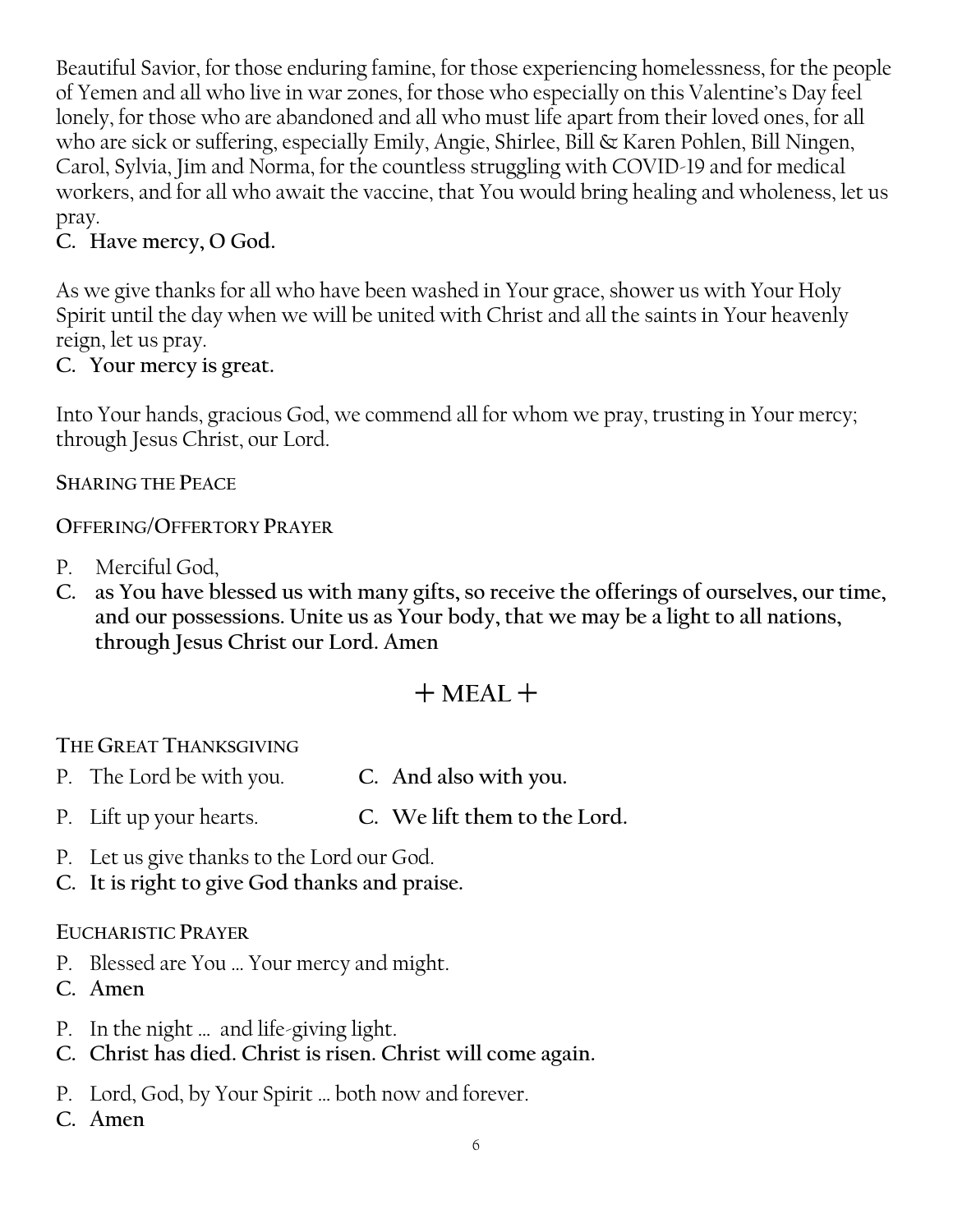Beautiful Savior, for those enduring famine, for those experiencing homelessness, for the people of Yemen and all who live in war zones, for those who especially on this Valentine's Day feel lonely, for those who are abandoned and all who must life apart from their loved ones, for all who are sick or suffering, especially Emily, Angie, Shirlee, Bill & Karen Pohlen, Bill Ningen, Carol, Sylvia, Jim and Norma, for the countless struggling with COVID-19 and for medical workers, and for all who await the vaccine, that You would bring healing and wholeness, let us pray.

**C. Have mercy, O God.**

As we give thanks for all who have been washed in Your grace, shower us with Your Holy Spirit until the day when we will be united with Christ and all the saints in Your heavenly reign, let us pray.

**C. Your mercy is great.**

Into Your hands, gracious God, we commend all for whom we pray, trusting in Your mercy; through Jesus Christ, our Lord.

**SHARING THE PEACE**

**OFFERING/OFFERTORY PRAYER**

P. Merciful God,

**C. as You have blessed us with many gifts, so receive the offerings of ourselves, our time, and our possessions. Unite us as Your body, that we may be a light to all nations, through Jesus Christ our Lord. Amen**

## + MEAL +

**THE GREAT THANKSGIVING**

P. The Lord be with you. **C. And also with you.**

P. Lift up your hearts. **C. We lift them to the Lord.**

P. Let us give thanks to the Lord our God.

**C. It is right to give God thanks and praise.**

**EUCHARISTIC PRAYER**

P. Blessed are You … Your mercy and might.

**C. Amen**

P. In the night … and life-giving light.

**C. Christ has died. Christ is risen. Christ will come again.**

P. Lord, God, by Your Spirit … both now and forever.

**C. Amen**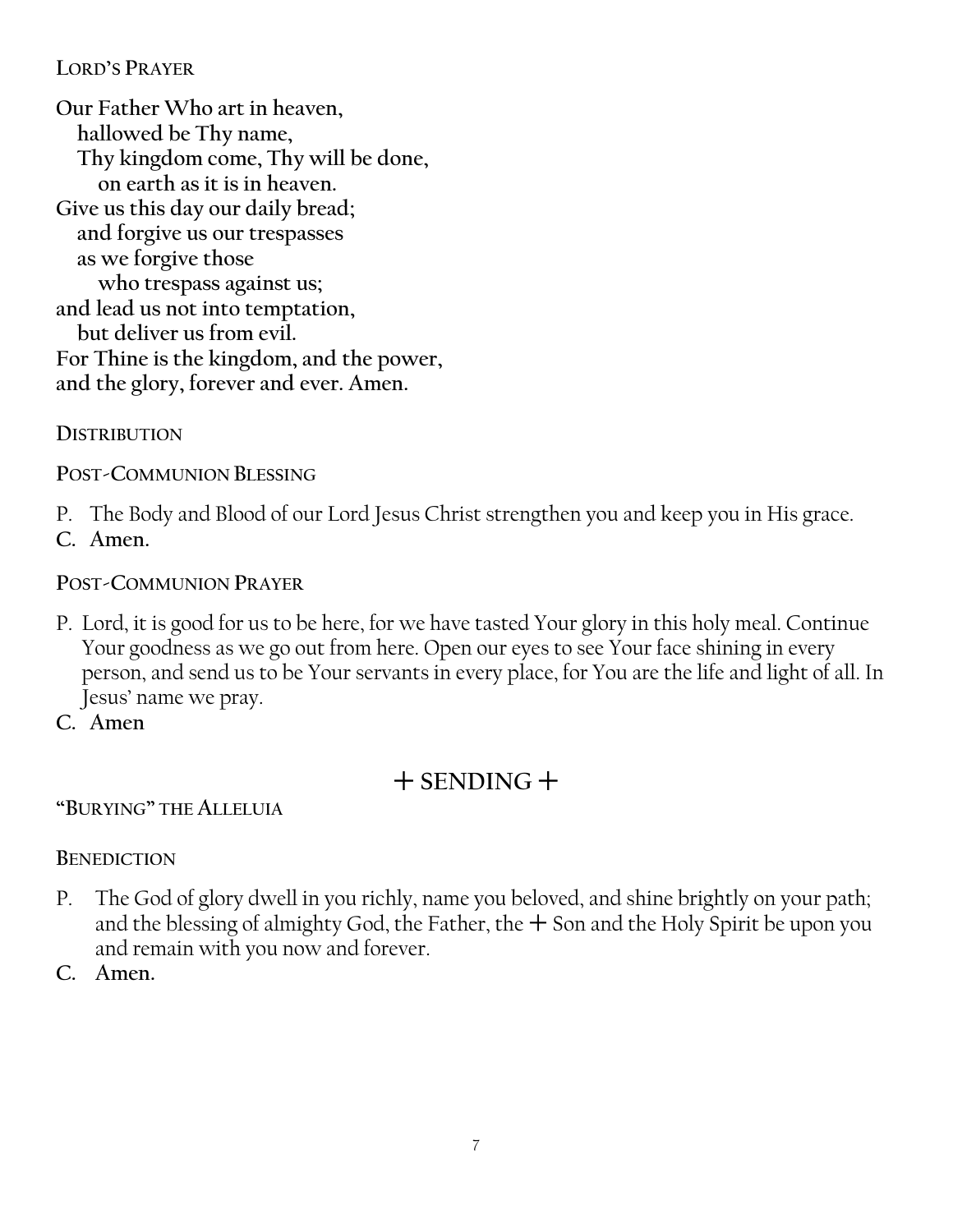**Lord's Prayer**

**Our Father Who art in heaven,**
**hallowed be Thy name,**
**Thy kingdom come, Thy will be done,**
**on earth as it is in heaven.**
**Give us this day our daily bread;**
**and forgive us our trespasses**
**as we forgive those**
**who trespass against us;**
**and lead us not into temptation,**
**but deliver us from evil.**
**For Thine is the kingdom, and the power,**
**and the glory, forever and ever. Amen.**

**Distribution**

**Post-Communion Blessing**

P. The Body and Blood of our Lord Jesus Christ strengthen you and keep you in His grace.
**C. Amen.**

**Post-Communion Prayer**

P. Lord, it is good for us to be here, for we have tasted Your glory in this holy meal. Continue Your goodness as we go out from here. Open our eyes to see Your face shining in every person, and send us to be Your servants in every place, for You are the life and light of all. In Jesus' name we pray.
**C. Amen**

## + SENDING +

**"Burying" the Alleluia**

**Benediction**

P. The God of glory dwell in you richly, name you beloved, and shine brightly on your path; and the blessing of almighty God, the Father, the + Son and the Holy Spirit be upon you and remain with you now and forever.
**C. Amen.**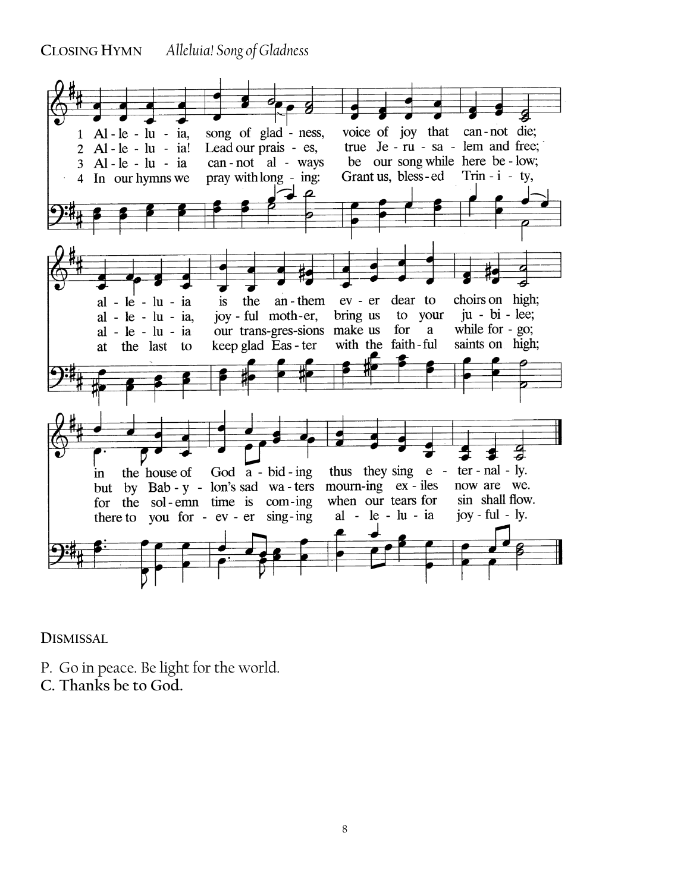**Closing Hymn** *Alleluia! Song of Gladness*

1 Al - le - lu - ia, song of glad - ness, voice of joy that can - not die;
al - le - lu - ia is the an - them ev - er dear to choirs on high;
in the house of God a - bid - ing thus they sing e - ter - nal - ly.

2 Al - le - lu - ia! Lead our prais - es, true Je - ru - sa - lem and free;
al - le - lu - ia, joy - ful moth - er, bring us to your ju - bi - lee;
but by Bab - y - lon's sad wa - ters mourn - ing ex - iles now are we.

3 Al - le - lu - ia can - not al - ways be our song while here be - low;
al - le - lu - ia our trans - gres - sions make us for a while for - go;
for the sol - emn time is com - ing when our tears for sin shall flow.

4 In our hymns we pray with long - ing: Grant us, bless - ed Trin - i - ty,
at the last to keep glad Eas - ter with the faith - ful saints on high;
there to you for - ev - er sing - ing al - le - lu - ia joy - ful - ly.

**Dismissal**

P. Go in peace. Be light for the world.
**C. Thanks be to God.**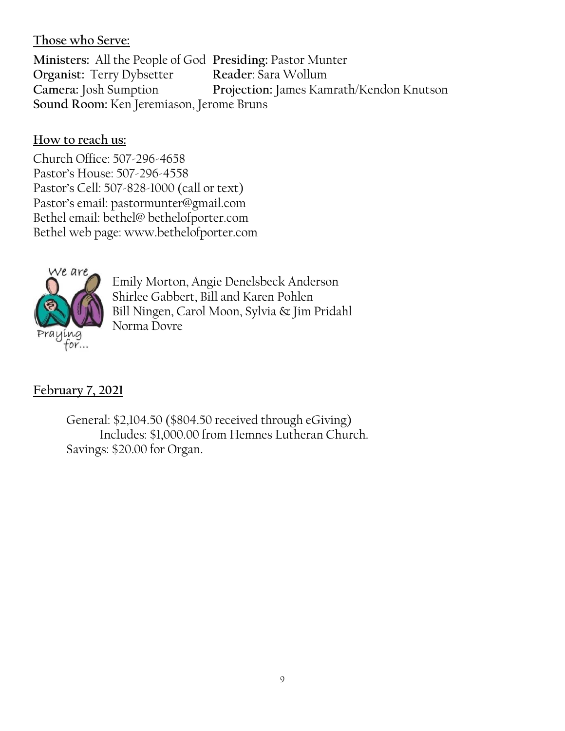## Those who Serve:

**Ministers:** All the People of God **Presiding:** Pastor Munter
**Organist:** Terry Dybsetter **Reader**: Sara Wollum
**Camera:** Josh Sumption **Projection:** James Kamrath/Kendon Knutson
**Sound Room:** Ken Jeremiason, Jerome Bruns

## How to reach us:

Church Office: 507-296-4658
Pastor's House: 507-296-4558
Pastor's Cell: 507-828-1000 (call or text)
Pastor's email: pastormunter@gmail.com
Bethel email: bethel@ bethelofporter.com
Bethel web page: www.bethelofporter.com

We are Praying for...

Emily Morton, Angie Denelsbeck Anderson
Shirlee Gabbert, Bill and Karen Pohlen
Bill Ningen, Carol Moon, Sylvia & Jim Pridahl
Norma Dovre

## February 7, 2021

General: $2,104.50 ($804.50 received through eGiving)
Includes: $1,000.00 from Hemnes Lutheran Church.
Savings: $20.00 for Organ.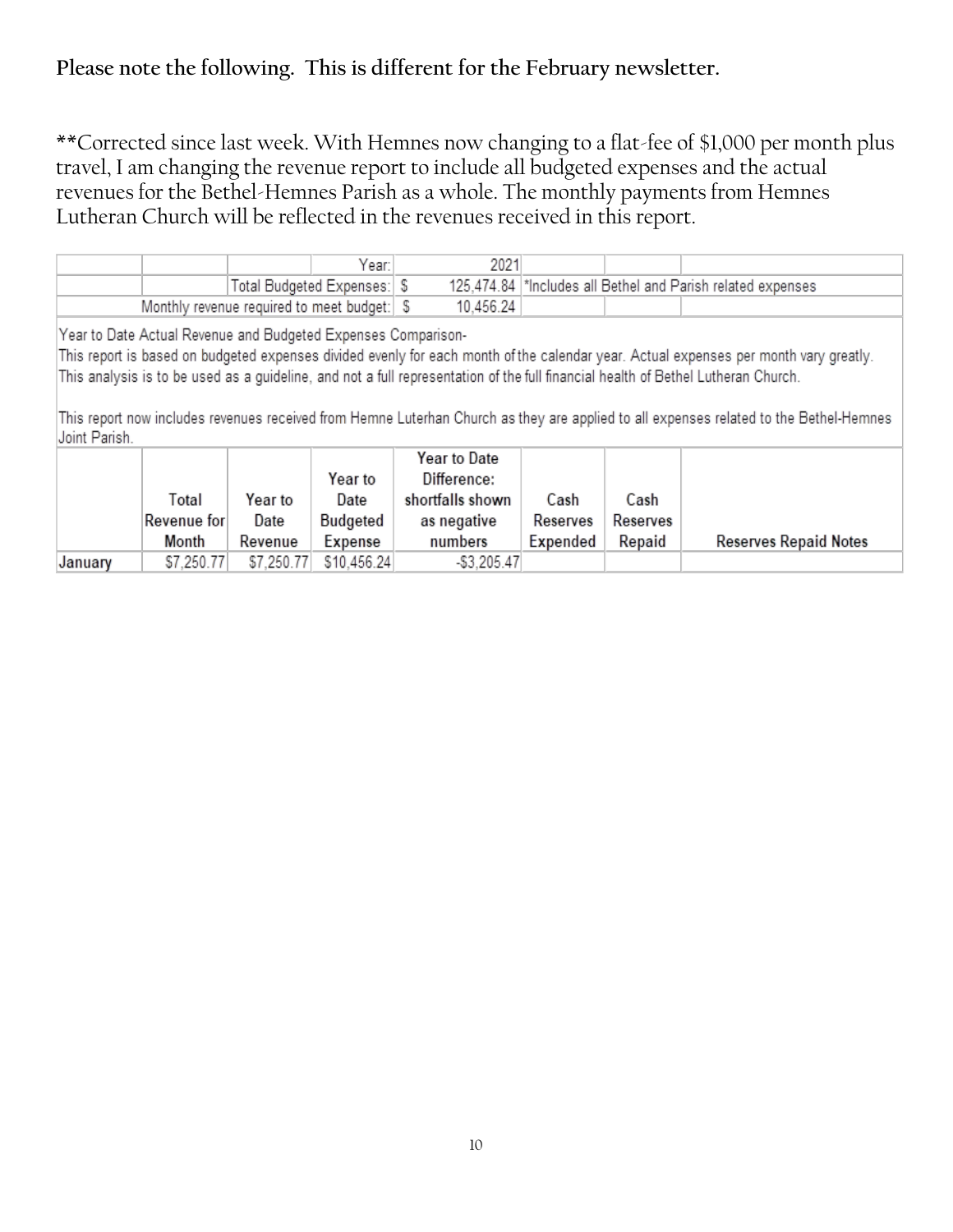**Please note the following. This is different for the February newsletter.**

**Corrected since last week. With Hemnes now changing to a flat-fee of $1,000 per month plus travel, I am changing the revenue report to include all budgeted expenses and the actual revenues for the Bethel-Hemnes Parish as a whole. The monthly payments from Hemnes Lutheran Church will be reflected in the revenues received in this report.

| | | | | | | | |
|---|---|---|---|---|---|---|---|
| | | | Year: | 2021 | | | |
| | | Total Budgeted Expenses: | $ | 125,474.84 | *Includes all Bethel and Parish related expenses | | |
| | Monthly revenue required to meet budget: | | $ | 10,456.24 | | | |

Year to Date Actual Revenue and Budgeted Expenses Comparison-
This report is based on budgeted expenses divided evenly for each month of the calendar year. Actual expenses per month vary greatly. This analysis is to be used as a guideline, and not a full representation of the full financial health of Bethel Lutheran Church.

This report now includes revenues received from Hemne Luterhan Church as they are applied to all expenses related to the Bethel-Hemnes Joint Parish.

| | Total Revenue for Month | Year to Date Revenue | Year to Date Budgeted Expense | Year to Date Difference: shortfalls shown as negative numbers | Cash Reserves Expended | Cash Reserves Repaid | Reserves Repaid Notes |
|---|---|---|---|---|---|---|---|
| January | $7,250.77 | $7,250.77 | $10,456.24 | -$3,205.47 | | | |